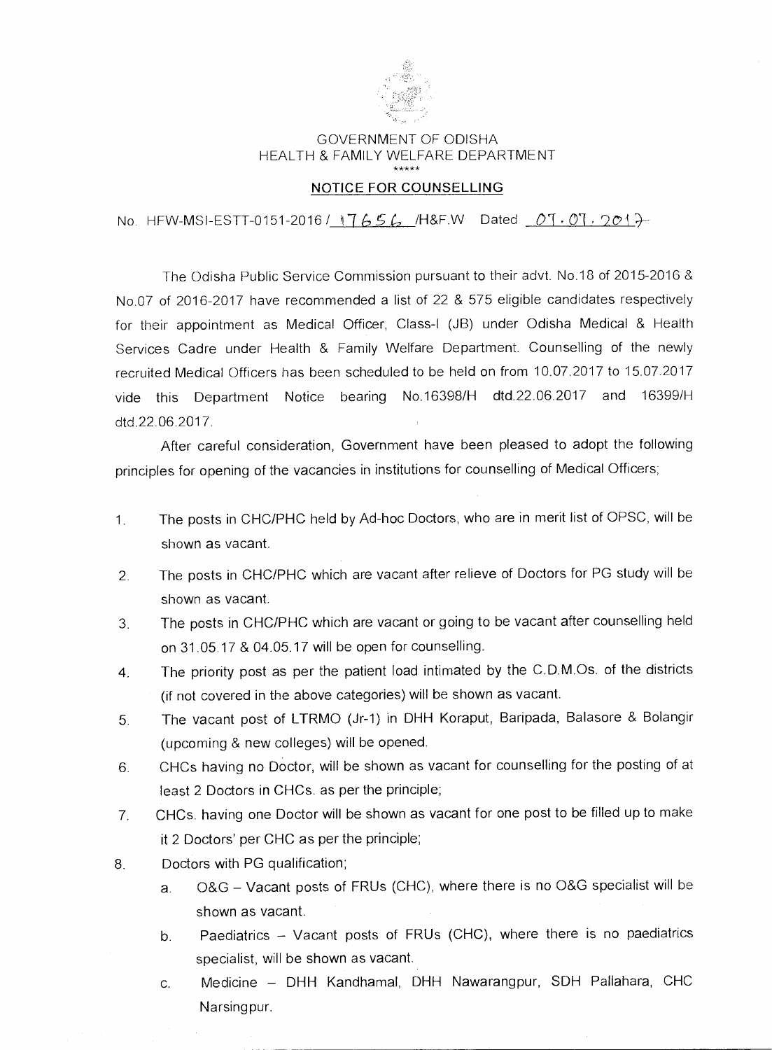GOVERNMENT OF ODISHA

HEALTH & FAMILY WELFARE DEPARTMENT

\*\*\*\*\*

**NOTICE FOR COUNSELLING**

No. HFW-MSI-ESTT-0151-2016 / 17656 /H&F.W Dated 07.07.2017

The Odisha Public Service Commission pursuant to their advt. No.18 of 2015-2016 & No.07 of 2016-2017 have recommended a list of 22 & 575 eligible candidates respectively for their appointment as Medical Officer, Class-I (JB) under Odisha Medical & Health Services Cadre under Health & Family Welfare Department. Counselling of the newly recruited Medical Officers has been scheduled to be held on from 10.07.2017 to 15.07.2017 vide this Department Notice bearing No.16398/H dtd.22.06.2017 and 16399/H dtd.22.06.2017.

After careful consideration, Government have been pleased to adopt the following principles for opening of the vacancies in institutions for counselling of Medical Officers;

1. The posts in CHC/PHC held by Ad-hoc Doctors, who are in merit list of OPSC, will be shown as vacant.
2. The posts in CHC/PHC which are vacant after relieve of Doctors for PG study will be shown as vacant.
3. The posts in CHC/PHC which are vacant or going to be vacant after counselling held on 31.05.17 & 04.05.17 will be open for counselling.
4. The priority post as per the patient load intimated by the C.D.M.Os. of the districts (if not covered in the above categories) will be shown as vacant.
5. The vacant post of LTRMO (Jr-1) in DHH Koraput, Baripada, Balasore & Bolangir (upcoming & new colleges) will be opened.
6. CHCs having no Doctor, will be shown as vacant for counselling for the posting of at least 2 Doctors in CHCs. as per the principle;
7. CHCs. having one Doctor will be shown as vacant for one post to be filled up to make it 2 Doctors' per CHC as per the principle;
8. Doctors with PG qualification;
   a. O&G – Vacant posts of FRUs (CHC), where there is no O&G specialist will be shown as vacant.
   b. Paediatrics – Vacant posts of FRUs (CHC), where there is no paediatrics specialist, will be shown as vacant.
   c. Medicine – DHH Kandhamal, DHH Nawarangpur, SDH Pallahara, CHC Narsingpur.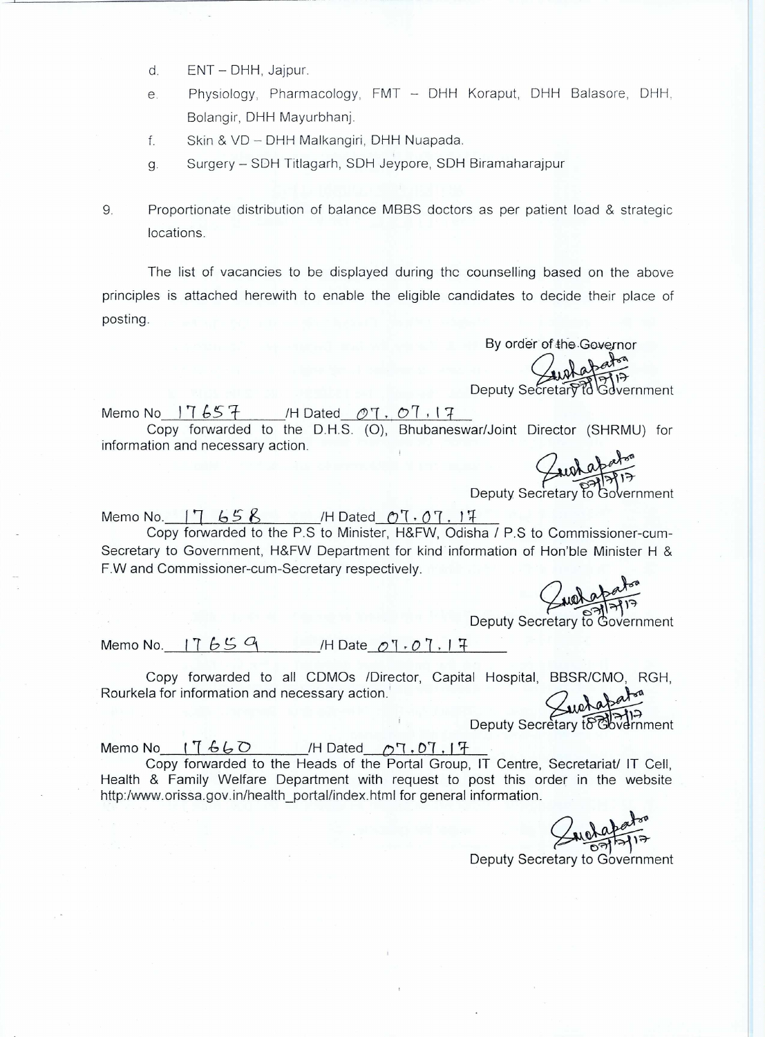d. ENT – DHH, Jajpur.

e. Physiology, Pharmacology, FMT – DHH Koraput, DHH Balasore, DHH, Bolangir, DHH Mayurbhanj.

f. Skin & VD – DHH Malkangiri, DHH Nuapada.

g. Surgery – SDH Titlagarh, SDH Jeypore, SDH Biramaharajpur

9. Proportionate distribution of balance MBBS doctors as per patient load & strategic locations.

The list of vacancies to be displayed during thc counselling based on the above principles is attached herewith to enable the eligible candidates to decide their place of posting.

By order of the Governor

Sd/- 07/7/17

Deputy Secretary to Government

Memo No 17657 /H Dated 07.07.17

Copy forwarded to the D.H.S. (O), Bhubaneswar/Joint Director (SHRMU) for information and necessary action.

Sd/- 07/7/17

Deputy Secretary to Government

Memo No. 17658 /H Dated 07.07.17

Copy forwarded to the P.S to Minister, H&FW, Odisha / P.S to Commissioner-cum-Secretary to Government, H&FW Department for kind information of Hon'ble Minister H & F.W and Commissioner-cum-Secretary respectively.

Sd/- 07/7/17

Deputy Secretary to Government

Memo No. 17659 /H Date 07.07.17

Copy forwarded to all CDMOs /Director, Capital Hospital, BBSR/CMO, RGH, Rourkela for information and necessary action.

Sd/- 07/7/17

Deputy Secretary to Government

Memo No 17660 /H Dated 07.07.17

Copy forwarded to the Heads of the Portal Group, IT Centre, Secretariat/ IT Cell, Health & Family Welfare Department with request to post this order in the website http:/www.orissa.gov.in/health_portal/index.html for general information.

Sd/- 07/7/17

Deputy Secretary to Government